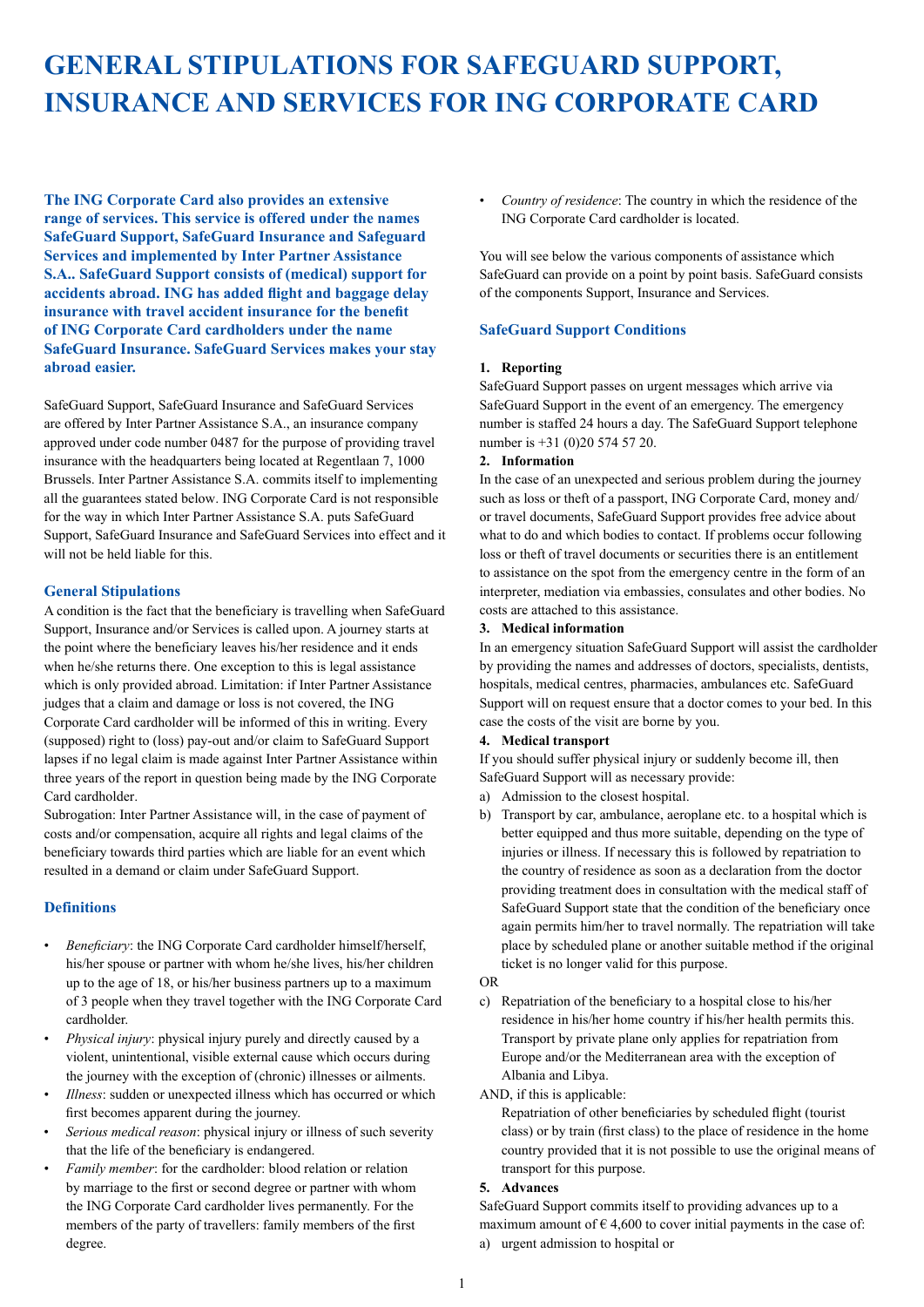# GENERAL STIPULATIONS FOR SAFEGUARD SUPPORT, INSURANCE AND SERVICES FOR ING CORPORATE CARD

**The ING Corporate Card also provides an extensive range of services. This service is offered under the names SafeGuard Support, SafeGuard Insurance and Safeguard Services and implemented by Inter Partner Assistance S.A.. SafeGuard Support consists of (medical) support for accidents abroad. ING has added flight and baggage delay insurance with travel accident insurance for the benefit of ING Corporate Card cardholders under the name SafeGuard Insurance. SafeGuard Services makes your stay abroad easier.**

SafeGuard Support, SafeGuard Insurance and SafeGuard Services are offered by Inter Partner Assistance S.A., an insurance company approved under code number 0487 for the purpose of providing travel insurance with the headquarters being located at Regentlaan 7, 1000 Brussels. Inter Partner Assistance S.A. commits itself to implementing all the guarantees stated below. ING Corporate Card is not responsible for the way in which Inter Partner Assistance S.A. puts SafeGuard Support, SafeGuard Insurance and SafeGuard Services into effect and it will not be held liable for this.

## General Stipulations

A condition is the fact that the beneficiary is travelling when SafeGuard Support, Insurance and/or Services is called upon. A journey starts at the point where the beneficiary leaves his/her residence and it ends when he/she returns there. One exception to this is legal assistance which is only provided abroad. Limitation: if Inter Partner Assistance judges that a claim and damage or loss is not covered, the ING Corporate Card cardholder will be informed of this in writing. Every (supposed) right to (loss) pay-out and/or claim to SafeGuard Support lapses if no legal claim is made against Inter Partner Assistance within three years of the report in question being made by the ING Corporate Card cardholder.

Subrogation: Inter Partner Assistance will, in the case of payment of costs and/or compensation, acquire all rights and legal claims of the beneficiary towards third parties which are liable for an event which resulted in a demand or claim under SafeGuard Support.

## Definitions

- *Beneficiary*: the ING Corporate Card cardholder himself/herself, his/her spouse or partner with whom he/she lives, his/her children up to the age of 18, or his/her business partners up to a maximum of 3 people when they travel together with the ING Corporate Card cardholder.
- *Physical injury*: physical injury purely and directly caused by a violent, unintentional, visible external cause which occurs during the journey with the exception of (chronic) illnesses or ailments.
- *Illness*: sudden or unexpected illness which has occurred or which first becomes apparent during the journey.
- *Serious medical reason*: physical injury or illness of such severity that the life of the beneficiary is endangered.
- *Family member*: for the cardholder: blood relation or relation by marriage to the first or second degree or partner with whom the ING Corporate Card cardholder lives permanently. For the members of the party of travellers: family members of the first degree.
- *Country of residence*: The country in which the residence of the ING Corporate Card cardholder is located.

You will see below the various components of assistance which SafeGuard can provide on a point by point basis. SafeGuard consists of the components Support, Insurance and Services.

## SafeGuard Support Conditions

**1. Reporting**

SafeGuard Support passes on urgent messages which arrive via SafeGuard Support in the event of an emergency. The emergency number is staffed 24 hours a day. The SafeGuard Support telephone number is +31 (0)20 574 57 20.

**2. Information**

In the case of an unexpected and serious problem during the journey such as loss or theft of a passport, ING Corporate Card, money and/or travel documents, SafeGuard Support provides free advice about what to do and which bodies to contact. If problems occur following loss or theft of travel documents or securities there is an entitlement to assistance on the spot from the emergency centre in the form of an interpreter, mediation via embassies, consulates and other bodies. No costs are attached to this assistance.

**3. Medical information**

In an emergency situation SafeGuard Support will assist the cardholder by providing the names and addresses of doctors, specialists, dentists, hospitals, medical centres, pharmacies, ambulances etc. SafeGuard Support will on request ensure that a doctor comes to your bed. In this case the costs of the visit are borne by you.

**4. Medical transport**

If you should suffer physical injury or suddenly become ill, then SafeGuard Support will as necessary provide:

a) Admission to the closest hospital.
b) Transport by car, ambulance, aeroplane etc. to a hospital which is better equipped and thus more suitable, depending on the type of injuries or illness. If necessary this is followed by repatriation to the country of residence as soon as a declaration from the doctor providing treatment does in consultation with the medical staff of SafeGuard Support state that the condition of the beneficiary once again permits him/her to travel normally. The repatriation will take place by scheduled plane or another suitable method if the original ticket is no longer valid for this purpose.

OR

c) Repatriation of the beneficiary to a hospital close to his/her residence in his/her home country if his/her health permits this. Transport by private plane only applies for repatriation from Europe and/or the Mediterranean area with the exception of Albania and Libya.

AND, if this is applicable:

Repatriation of other beneficiaries by scheduled flight (tourist class) or by train (first class) to the place of residence in the home country provided that it is not possible to use the original means of transport for this purpose.

**5. Advances**

SafeGuard Support commits itself to providing advances up to a maximum amount of € 4,600 to cover initial payments in the case of:

a) urgent admission to hospital or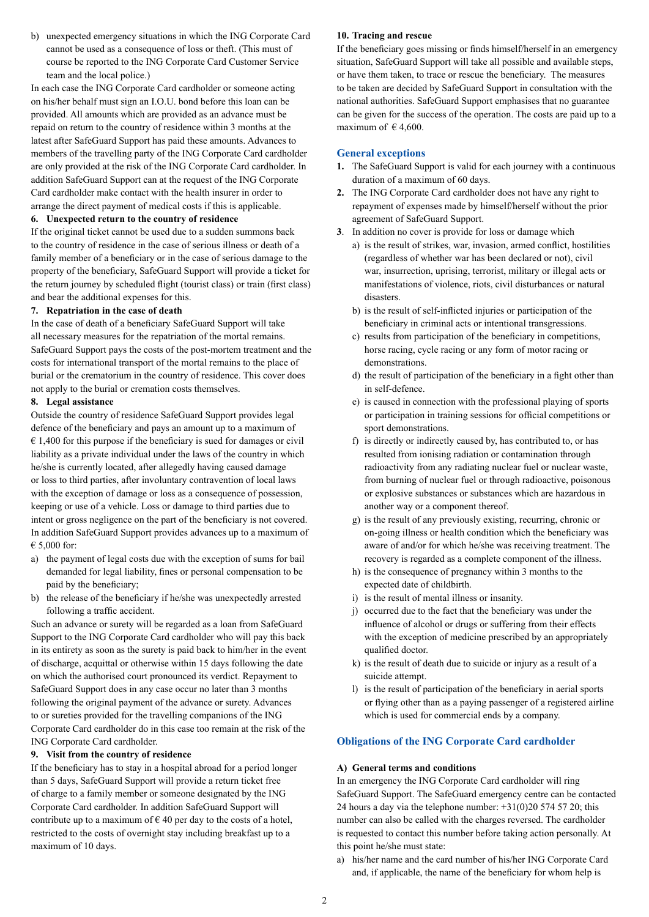b) unexpected emergency situations in which the ING Corporate Card cannot be used as a consequence of loss or theft. (This must of course be reported to the ING Corporate Card Customer Service team and the local police.)

In each case the ING Corporate Card cardholder or someone acting on his/her behalf must sign an I.O.U. bond before this loan can be provided. All amounts which are provided as an advance must be repaid on return to the country of residence within 3 months at the latest after SafeGuard Support has paid these amounts. Advances to members of the travelling party of the ING Corporate Card cardholder are only provided at the risk of the ING Corporate Card cardholder. In addition SafeGuard Support can at the request of the ING Corporate Card cardholder make contact with the health insurer in order to arrange the direct payment of medical costs if this is applicable.

**6. Unexpected return to the country of residence**

If the original ticket cannot be used due to a sudden summons back to the country of residence in the case of serious illness or death of a family member of a beneficiary or in the case of serious damage to the property of the beneficiary, SafeGuard Support will provide a ticket for the return journey by scheduled flight (tourist class) or train (first class) and bear the additional expenses for this.

**7. Repatriation in the case of death**

In the case of death of a beneficiary SafeGuard Support will take all necessary measures for the repatriation of the mortal remains. SafeGuard Support pays the costs of the post-mortem treatment and the costs for international transport of the mortal remains to the place of burial or the crematorium in the country of residence. This cover does not apply to the burial or cremation costs themselves.

**8. Legal assistance**

Outside the country of residence SafeGuard Support provides legal defence of the beneficiary and pays an amount up to a maximum of € 1,400 for this purpose if the beneficiary is sued for damages or civil liability as a private individual under the laws of the country in which he/she is currently located, after allegedly having caused damage or loss to third parties, after involuntary contravention of local laws with the exception of damage or loss as a consequence of possession, keeping or use of a vehicle. Loss or damage to third parties due to intent or gross negligence on the part of the beneficiary is not covered. In addition SafeGuard Support provides advances up to a maximum of € 5,000 for:

a) the payment of legal costs due with the exception of sums for bail demanded for legal liability, fines or personal compensation to be paid by the beneficiary;
b) the release of the beneficiary if he/she was unexpectedly arrested following a traffic accident.

Such an advance or surety will be regarded as a loan from SafeGuard Support to the ING Corporate Card cardholder who will pay this back in its entirety as soon as the surety is paid back to him/her in the event of discharge, acquittal or otherwise within 15 days following the date on which the authorised court pronounced its verdict. Repayment to SafeGuard Support does in any case occur no later than 3 months following the original payment of the advance or surety. Advances to or sureties provided for the travelling companions of the ING Corporate Card cardholder do in this case too remain at the risk of the ING Corporate Card cardholder.

**9. Visit from the country of residence**

If the beneficiary has to stay in a hospital abroad for a period longer than 5 days, SafeGuard Support will provide a return ticket free of charge to a family member or someone designated by the ING Corporate Card cardholder. In addition SafeGuard Support will contribute up to a maximum of € 40 per day to the costs of a hotel, restricted to the costs of overnight stay including breakfast up to a maximum of 10 days.

**10. Tracing and rescue**

If the beneficiary goes missing or finds himself/herself in an emergency situation, SafeGuard Support will take all possible and available steps, or have them taken, to trace or rescue the beneficiary. The measures to be taken are decided by SafeGuard Support in consultation with the national authorities. SafeGuard Support emphasises that no guarantee can be given for the success of the operation. The costs are paid up to a maximum of € 4,600.

## General exceptions

1. The SafeGuard Support is valid for each journey with a continuous duration of a maximum of 60 days.
2. The ING Corporate Card cardholder does not have any right to repayment of expenses made by himself/herself without the prior agreement of SafeGuard Support.
3. In addition no cover is provide for loss or damage which
   a) is the result of strikes, war, invasion, armed conflict, hostilities (regardless of whether war has been declared or not), civil war, insurrection, uprising, terrorist, military or illegal acts or manifestations of violence, riots, civil disturbances or natural disasters.
   b) is the result of self-inflicted injuries or participation of the beneficiary in criminal acts or intentional transgressions.
   c) results from participation of the beneficiary in competitions, horse racing, cycle racing or any form of motor racing or demonstrations.
   d) the result of participation of the beneficiary in a fight other than in self-defence.
   e) is caused in connection with the professional playing of sports or participation in training sessions for official competitions or sport demonstrations.
   f) is directly or indirectly caused by, has contributed to, or has resulted from ionising radiation or contamination through radioactivity from any radiating nuclear fuel or nuclear waste, from burning of nuclear fuel or through radioactive, poisonous or explosive substances or substances which are hazardous in another way or a component thereof.
   g) is the result of any previously existing, recurring, chronic or on-going illness or health condition which the beneficiary was aware of and/or for which he/she was receiving treatment. The recovery is regarded as a complete component of the illness.
   h) is the consequence of pregnancy within 3 months to the expected date of childbirth.
   i) is the result of mental illness or insanity.
   j) occurred due to the fact that the beneficiary was under the influence of alcohol or drugs or suffering from their effects with the exception of medicine prescribed by an appropriately qualified doctor.
   k) is the result of death due to suicide or injury as a result of a suicide attempt.
   l) is the result of participation of the beneficiary in aerial sports or flying other than as a paying passenger of a registered airline which is used for commercial ends by a company.

## Obligations of the ING Corporate Card cardholder

**A) General terms and conditions**

In an emergency the ING Corporate Card cardholder will ring SafeGuard Support. The SafeGuard emergency centre can be contacted 24 hours a day via the telephone number: +31(0)20 574 57 20; this number can also be called with the charges reversed. The cardholder is requested to contact this number before taking action personally. At this point he/she must state:

a) his/her name and the card number of his/her ING Corporate Card and, if applicable, the name of the beneficiary for whom help is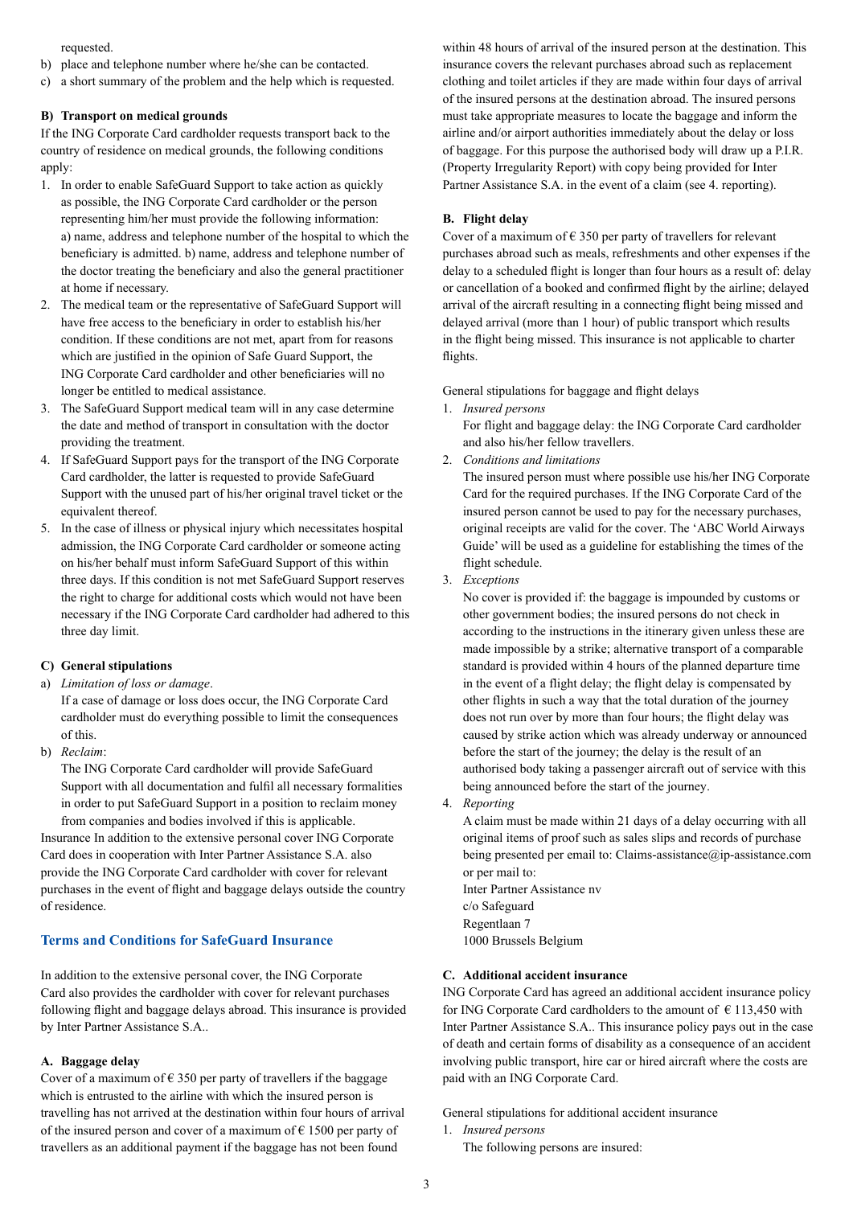requested.

b) place and telephone number where he/she can be contacted.
c) a short summary of the problem and the help which is requested.

**B) Transport on medical grounds**

If the ING Corporate Card cardholder requests transport back to the country of residence on medical grounds, the following conditions apply:

1. In order to enable SafeGuard Support to take action as quickly as possible, the ING Corporate Card cardholder or the person representing him/her must provide the following information: a) name, address and telephone number of the hospital to which the beneficiary is admitted. b) name, address and telephone number of the doctor treating the beneficiary and also the general practitioner at home if necessary.
2. The medical team or the representative of SafeGuard Support will have free access to the beneficiary in order to establish his/her condition. If these conditions are not met, apart from for reasons which are justified in the opinion of Safe Guard Support, the ING Corporate Card cardholder and other beneficiaries will no longer be entitled to medical assistance.
3. The SafeGuard Support medical team will in any case determine the date and method of transport in consultation with the doctor providing the treatment.
4. If SafeGuard Support pays for the transport of the ING Corporate Card cardholder, the latter is requested to provide SafeGuard Support with the unused part of his/her original travel ticket or the equivalent thereof.
5. In the case of illness or physical injury which necessitates hospital admission, the ING Corporate Card cardholder or someone acting on his/her behalf must inform SafeGuard Support of this within three days. If this condition is not met SafeGuard Support reserves the right to charge for additional costs which would not have been necessary if the ING Corporate Card cardholder had adhered to this three day limit.

**C) General stipulations**

a) *Limitation of loss or damage*.
   If a case of damage or loss does occur, the ING Corporate Card cardholder must do everything possible to limit the consequences of this.
b) *Reclaim*:
   The ING Corporate Card cardholder will provide SafeGuard Support with all documentation and fulfil all necessary formalities in order to put SafeGuard Support in a position to reclaim money from companies and bodies involved if this is applicable.

Insurance In addition to the extensive personal cover ING Corporate Card does in cooperation with Inter Partner Assistance S.A. also provide the ING Corporate Card cardholder with cover for relevant purchases in the event of flight and baggage delays outside the country of residence.

## Terms and Conditions for SafeGuard Insurance

In addition to the extensive personal cover, the ING Corporate Card also provides the cardholder with cover for relevant purchases following flight and baggage delays abroad. This insurance is provided by Inter Partner Assistance S.A..

**A. Baggage delay**

Cover of a maximum of € 350 per party of travellers if the baggage which is entrusted to the airline with which the insured person is travelling has not arrived at the destination within four hours of arrival of the insured person and cover of a maximum of € 1500 per party of travellers as an additional payment if the baggage has not been found within 48 hours of arrival of the insured person at the destination. This insurance covers the relevant purchases abroad such as replacement clothing and toilet articles if they are made within four days of arrival of the insured persons at the destination abroad. The insured persons must take appropriate measures to locate the baggage and inform the airline and/or airport authorities immediately about the delay or loss of baggage. For this purpose the authorised body will draw up a P.I.R. (Property Irregularity Report) with copy being provided for Inter Partner Assistance S.A. in the event of a claim (see 4. reporting).

**B. Flight delay**

Cover of a maximum of € 350 per party of travellers for relevant purchases abroad such as meals, refreshments and other expenses if the delay to a scheduled flight is longer than four hours as a result of: delay or cancellation of a booked and confirmed flight by the airline; delayed arrival of the aircraft resulting in a connecting flight being missed and delayed arrival (more than 1 hour) of public transport which results in the flight being missed. This insurance is not applicable to charter flights.

General stipulations for baggage and flight delays

1. *Insured persons*
   For flight and baggage delay: the ING Corporate Card cardholder and also his/her fellow travellers.
2. *Conditions and limitations*
   The insured person must where possible use his/her ING Corporate Card for the required purchases. If the ING Corporate Card of the insured person cannot be used to pay for the necessary purchases, original receipts are valid for the cover. The 'ABC World Airways Guide' will be used as a guideline for establishing the times of the flight schedule.
3. *Exceptions*
   No cover is provided if: the baggage is impounded by customs or other government bodies; the insured persons do not check in according to the instructions in the itinerary given unless these are made impossible by a strike; alternative transport of a comparable standard is provided within 4 hours of the planned departure time in the event of a flight delay; the flight delay is compensated by other flights in such a way that the total duration of the journey does not run over by more than four hours; the flight delay was caused by strike action which was already underway or announced before the start of the journey; the delay is the result of an authorised body taking a passenger aircraft out of service with this being announced before the start of the journey.
4. *Reporting*
   A claim must be made within 21 days of a delay occurring with all original items of proof such as sales slips and records of purchase being presented per email to: Claims-assistance@ip-assistance.com or per mail to:
   Inter Partner Assistance nv
   c/o Safeguard
   Regentlaan 7
   1000 Brussels Belgium

**C. Additional accident insurance**

ING Corporate Card has agreed an additional accident insurance policy for ING Corporate Card cardholders to the amount of € 113,450 with Inter Partner Assistance S.A.. This insurance policy pays out in the case of death and certain forms of disability as a consequence of an accident involving public transport, hire car or hired aircraft where the costs are paid with an ING Corporate Card.

General stipulations for additional accident insurance

1. *Insured persons*
   The following persons are insured: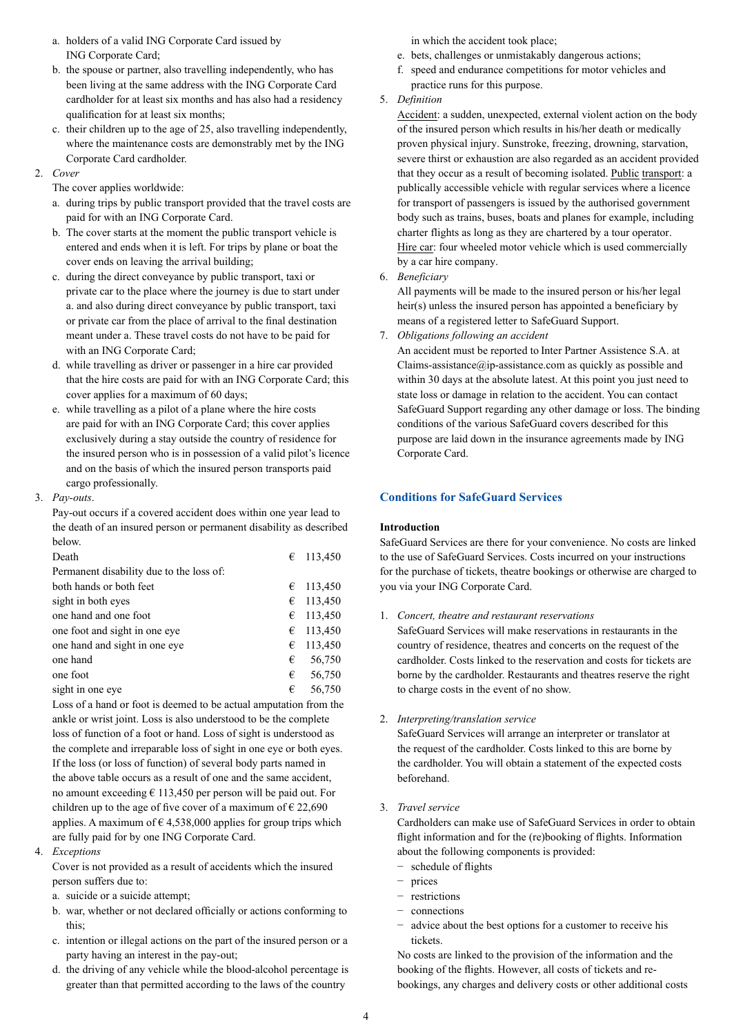a. holders of a valid ING Corporate Card issued by ING Corporate Card;
b. the spouse or partner, also travelling independently, who has been living at the same address with the ING Corporate Card cardholder for at least six months and has also had a residency qualification for at least six months;
c. their children up to the age of 25, also travelling independently, where the maintenance costs are demonstrably met by the ING Corporate Card cardholder.

2. *Cover*

The cover applies worldwide:

a. during trips by public transport provided that the travel costs are paid for with an ING Corporate Card.
b. The cover starts at the moment the public transport vehicle is entered and ends when it is left. For trips by plane or boat the cover ends on leaving the arrival building;
c. during the direct conveyance by public transport, taxi or private car to the place where the journey is due to start under a. and also during direct conveyance by public transport, taxi or private car from the place of arrival to the final destination meant under a. These travel costs do not have to be paid for with an ING Corporate Card;
d. while travelling as driver or passenger in a hire car provided that the hire costs are paid for with an ING Corporate Card; this cover applies for a maximum of 60 days;
e. while travelling as a pilot of a plane where the hire costs are paid for with an ING Corporate Card; this cover applies exclusively during a stay outside the country of residence for the insured person who is in possession of a valid pilot's licence and on the basis of which the insured person transports paid cargo professionally.

3. *Pay-outs*.

Pay-out occurs if a covered accident does within one year lead to the death of an insured person or permanent disability as described below.

| | |
|---|---|
| Death | € 113,450 |
| Permanent disability due to the loss of: | |
| both hands or both feet | € 113,450 |
| sight in both eyes | € 113,450 |
| one hand and one foot | € 113,450 |
| one foot and sight in one eye | € 113,450 |
| one hand and sight in one eye | € 113,450 |
| one hand | € 56,750 |
| one foot | € 56,750 |
| sight in one eye | € 56,750 |

Loss of a hand or foot is deemed to be actual amputation from the ankle or wrist joint. Loss is also understood to be the complete loss of function of a foot or hand. Loss of sight is understood as the complete and irreparable loss of sight in one eye or both eyes. If the loss (or loss of function) of several body parts named in the above table occurs as a result of one and the same accident, no amount exceeding € 113,450 per person will be paid out. For children up to the age of five cover of a maximum of € 22,690 applies. A maximum of € 4,538,000 applies for group trips which are fully paid for by one ING Corporate Card.

4. *Exceptions*

Cover is not provided as a result of accidents which the insured person suffers due to:

a. suicide or a suicide attempt;
b. war, whether or not declared officially or actions conforming to this;
c. intention or illegal actions on the part of the insured person or a party having an interest in the pay-out;
d. the driving of any vehicle while the blood-alcohol percentage is greater than that permitted according to the laws of the country in which the accident took place;
e. bets, challenges or unmistakably dangerous actions;
f. speed and endurance competitions for motor vehicles and practice runs for this purpose.

5. *Definition*

Accident: a sudden, unexpected, external violent action on the body of the insured person which results in his/her death or medically proven physical injury. Sunstroke, freezing, drowning, starvation, severe thirst or exhaustion are also regarded as an accident provided that they occur as a result of becoming isolated. Public transport: a publically accessible vehicle with regular services where a licence for transport of passengers is issued by the authorised government body such as trains, buses, boats and planes for example, including charter flights as long as they are chartered by a tour operator. Hire car: four wheeled motor vehicle which is used commercially by a car hire company.

6. *Beneficiary*

All payments will be made to the insured person or his/her legal heir(s) unless the insured person has appointed a beneficiary by means of a registered letter to SafeGuard Support.

7. *Obligations following an accident*

An accident must be reported to Inter Partner Assistence S.A. at Claims-assistance@ip-assistance.com as quickly as possible and within 30 days at the absolute latest. At this point you just need to state loss or damage in relation to the accident. You can contact SafeGuard Support regarding any other damage or loss. The binding conditions of the various SafeGuard covers described for this purpose are laid down in the insurance agreements made by ING Corporate Card.

## Conditions for SafeGuard Services

**Introduction**

SafeGuard Services are there for your convenience. No costs are linked to the use of SafeGuard Services. Costs incurred on your instructions for the purchase of tickets, theatre bookings or otherwise are charged to you via your ING Corporate Card.

1. *Concert, theatre and restaurant reservations*

SafeGuard Services will make reservations in restaurants in the country of residence, theatres and concerts on the request of the cardholder. Costs linked to the reservation and costs for tickets are borne by the cardholder. Restaurants and theatres reserve the right to charge costs in the event of no show.

2. *Interpreting/translation service*

SafeGuard Services will arrange an interpreter or translator at the request of the cardholder. Costs linked to this are borne by the cardholder. You will obtain a statement of the expected costs beforehand.

3. *Travel service*

Cardholders can make use of SafeGuard Services in order to obtain flight information and for the (re)booking of flights. Information about the following components is provided:

- schedule of flights
- prices
- restrictions
- connections
- advice about the best options for a customer to receive his tickets.

No costs are linked to the provision of the information and the booking of the flights. However, all costs of tickets and re-bookings, any charges and delivery costs or other additional costs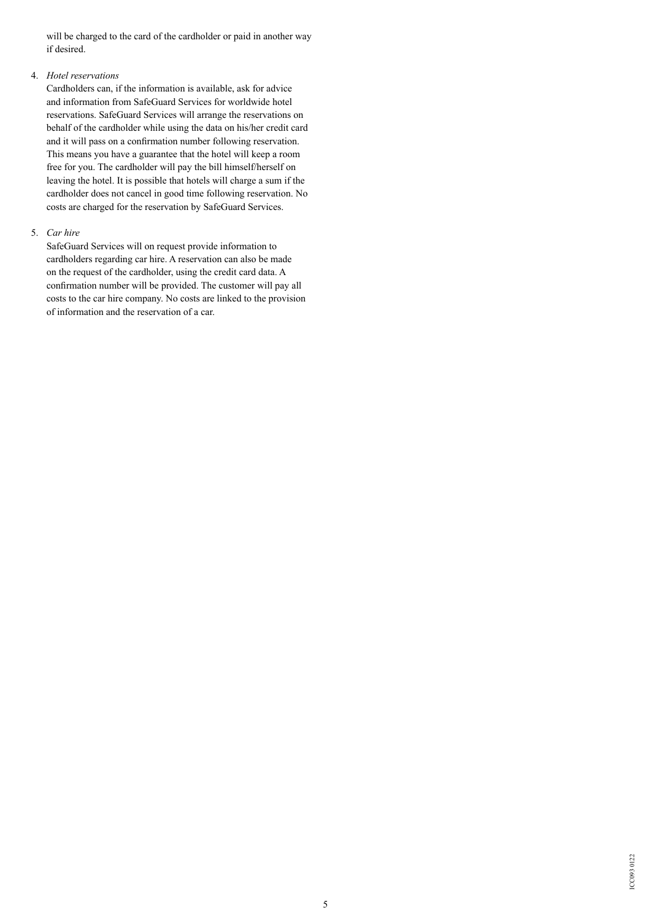will be charged to the card of the cardholder or paid in another way if desired.

4. *Hotel reservations*
   Cardholders can, if the information is available, ask for advice and information from SafeGuard Services for worldwide hotel reservations. SafeGuard Services will arrange the reservations on behalf of the cardholder while using the data on his/her credit card and it will pass on a confirmation number following reservation. This means you have a guarantee that the hotel will keep a room free for you. The cardholder will pay the bill himself/herself on leaving the hotel. It is possible that hotels will charge a sum if the cardholder does not cancel in good time following reservation. No costs are charged for the reservation by SafeGuard Services.

5. *Car hire*
   SafeGuard Services will on request provide information to cardholders regarding car hire. A reservation can also be made on the request of the cardholder, using the credit card data. A confirmation number will be provided. The customer will pay all costs to the car hire company. No costs are linked to the provision of information and the reservation of a car.

ICC093 0122